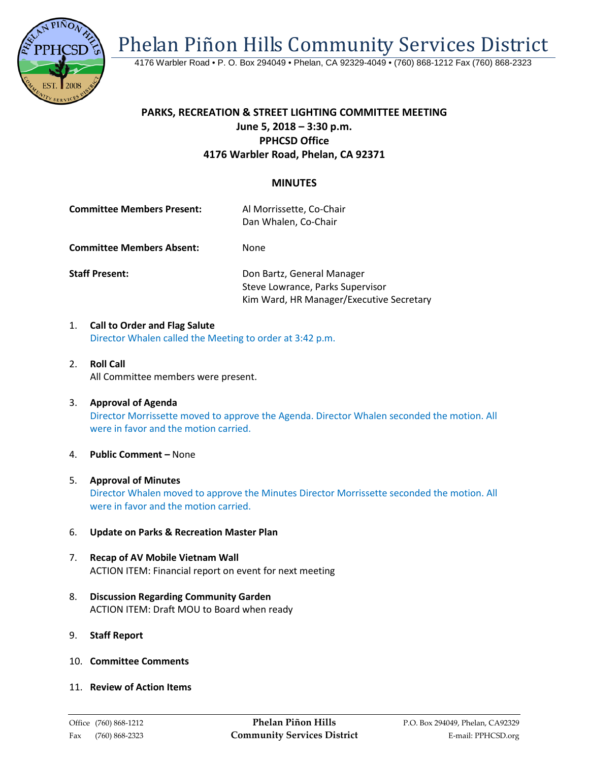# Phelan Piñon Hills Community Services District

4176 Warbler Road • P. O. Box 294049 • Phelan, CA 92329-4049 • (760) 868-1212 Fax (760) 868-2323

**PARKS, RECREATION & STREET LIGHTING COMMITTEE MEETING**
**June 5, 2018 – 3:30 p.m.**
**PPHCSD Office**
**4176 Warbler Road, Phelan, CA 92371**

## MINUTES

**Committee Members Present:** Al Morrissette, Co-Chair
Dan Whalen, Co-Chair

**Committee Members Absent:** None

**Staff Present:** Don Bartz, General Manager
Steve Lowrance, Parks Supervisor
Kim Ward, HR Manager/Executive Secretary

1. **Call to Order and Flag Salute**
   Director Whalen called the Meeting to order at 3:42 p.m.

2. **Roll Call**
   All Committee members were present.

3. **Approval of Agenda**
   Director Morrissette moved to approve the Agenda. Director Whalen seconded the motion. All were in favor and the motion carried.

4. **Public Comment –** None

5. **Approval of Minutes**
   Director Whalen moved to approve the Minutes Director Morrissette seconded the motion. All were in favor and the motion carried.

6. **Update on Parks & Recreation Master Plan**

7. **Recap of AV Mobile Vietnam Wall**
   ACTION ITEM: Financial report on event for next meeting

8. **Discussion Regarding Community Garden**
   ACTION ITEM: Draft MOU to Board when ready

9. **Staff Report**

10. **Committee Comments**

11. **Review of Action Items**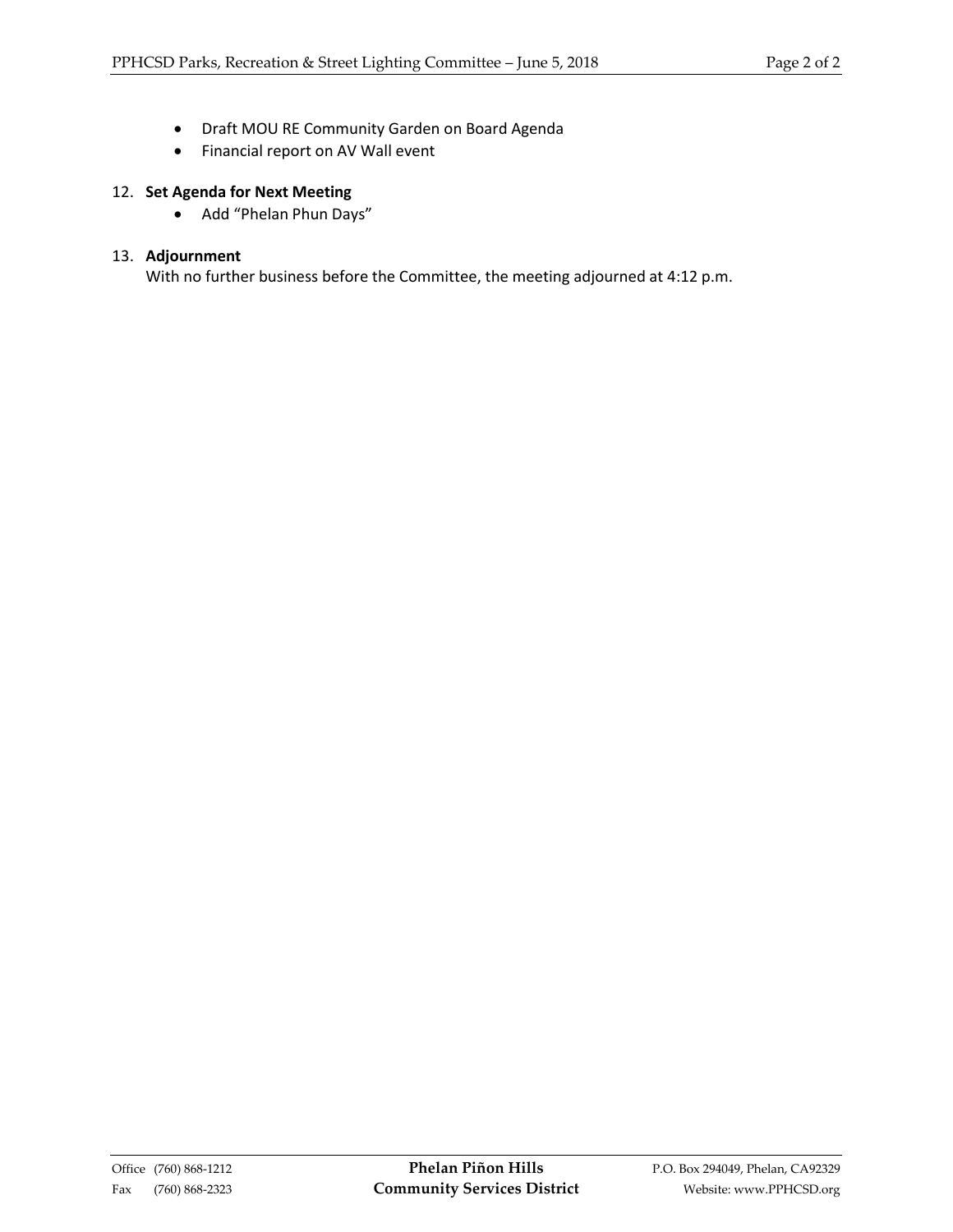- Draft MOU RE Community Garden on Board Agenda
- Financial report on AV Wall event

12. **Set Agenda for Next Meeting**
    - Add "Phelan Phun Days"

13. **Adjournment**
    With no further business before the Committee, the meeting adjourned at 4:12 p.m.